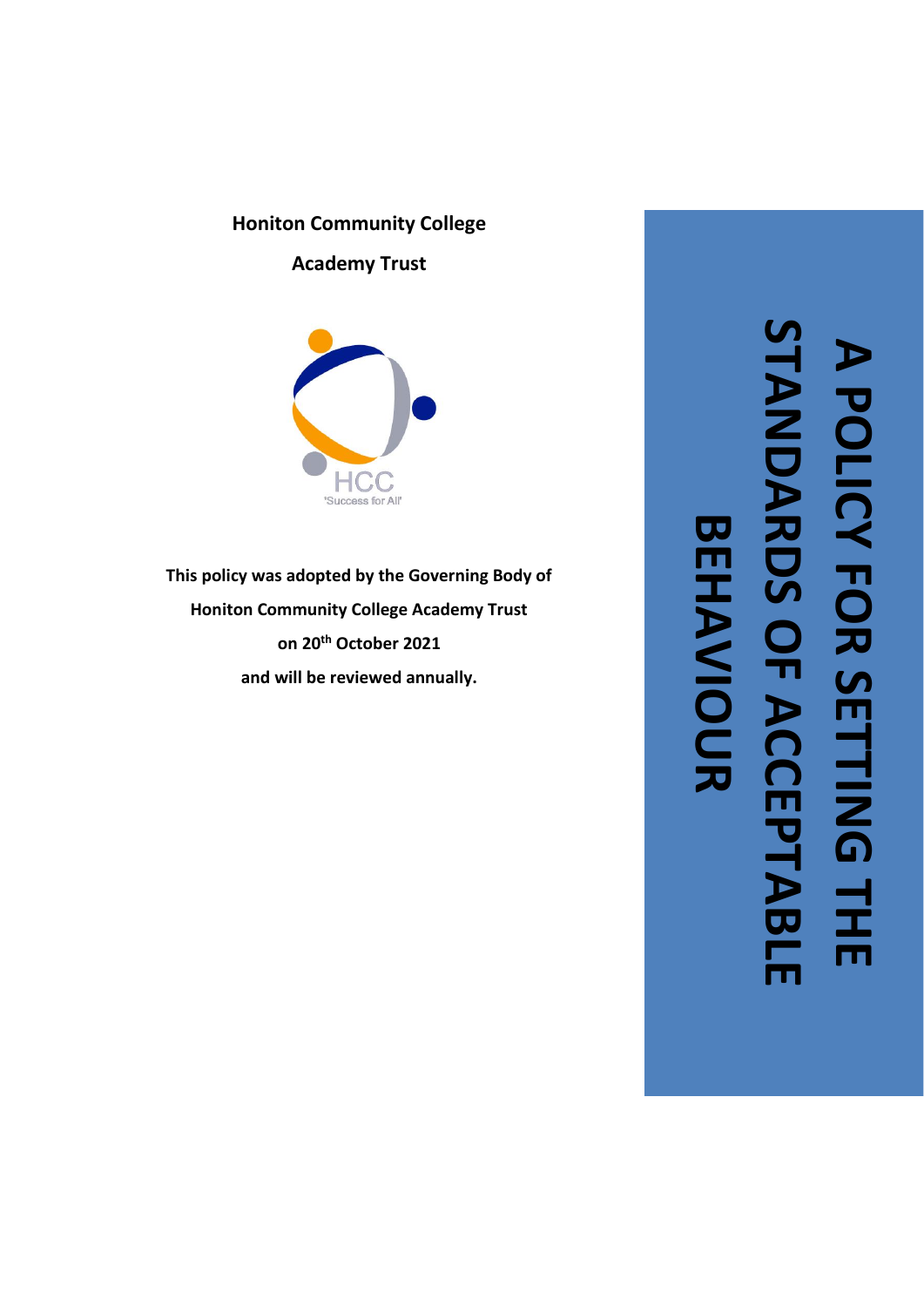**Honiton Community College**

**Academy Trust**

HCC

'Success for All'

**This policy was adopted by the Governing Body of Honiton Community College Academy Trust on 20th October 2021 and will be reviewed annually.**

# A POLICY FOR SETTING THE STANDARDS OF ACCEPTABLE BEHAVIOUR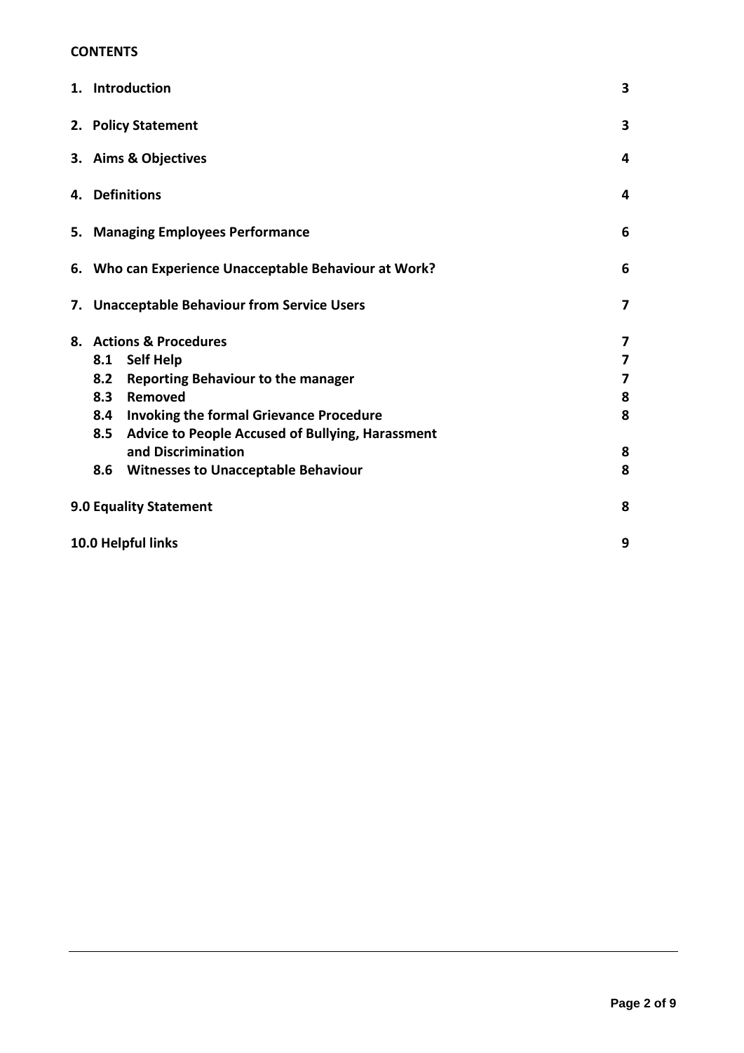**CONTENTS**

| | |
|---|---|
| **1. Introduction** | **3** |
| **2. Policy Statement** | **3** |
| **3. Aims & Objectives** | **4** |
| **4. Definitions** | **4** |
| **5. Managing Employees Performance** | **6** |
| **6. Who can Experience Unacceptable Behaviour at Work?** | **6** |
| **7. Unacceptable Behaviour from Service Users** | **7** |
| **8. Actions & Procedures** | **7** |
| **8.1 Self Help** | **7** |
| **8.2 Reporting Behaviour to the manager** | **7** |
| **8.3 Removed** | **8** |
| **8.4 Invoking the formal Grievance Procedure** | **8** |
| **8.5 Advice to People Accused of Bullying, Harassment and Discrimination** | **8** |
| **8.6 Witnesses to Unacceptable Behaviour** | **8** |
| **9.0 Equality Statement** | **8** |
| **10.0 Helpful links** | **9** |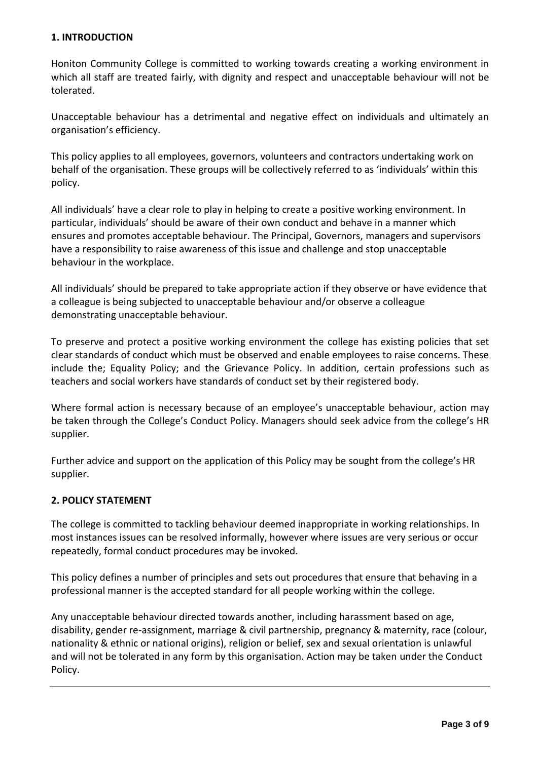## 1. INTRODUCTION

Honiton Community College is committed to working towards creating a working environment in which all staff are treated fairly, with dignity and respect and unacceptable behaviour will not be tolerated.

Unacceptable behaviour has a detrimental and negative effect on individuals and ultimately an organisation's efficiency.

This policy applies to all employees, governors, volunteers and contractors undertaking work on behalf of the organisation. These groups will be collectively referred to as 'individuals' within this policy.

All individuals' have a clear role to play in helping to create a positive working environment. In particular, individuals' should be aware of their own conduct and behave in a manner which ensures and promotes acceptable behaviour. The Principal, Governors, managers and supervisors have a responsibility to raise awareness of this issue and challenge and stop unacceptable behaviour in the workplace.

All individuals' should be prepared to take appropriate action if they observe or have evidence that a colleague is being subjected to unacceptable behaviour and/or observe a colleague demonstrating unacceptable behaviour.

To preserve and protect a positive working environment the college has existing policies that set clear standards of conduct which must be observed and enable employees to raise concerns. These include the; Equality Policy; and the Grievance Policy. In addition, certain professions such as teachers and social workers have standards of conduct set by their registered body.

Where formal action is necessary because of an employee's unacceptable behaviour, action may be taken through the College's Conduct Policy. Managers should seek advice from the college's HR supplier.

Further advice and support on the application of this Policy may be sought from the college's HR supplier.

## 2. POLICY STATEMENT

The college is committed to tackling behaviour deemed inappropriate in working relationships. In most instances issues can be resolved informally, however where issues are very serious or occur repeatedly, formal conduct procedures may be invoked.

This policy defines a number of principles and sets out procedures that ensure that behaving in a professional manner is the accepted standard for all people working within the college.

Any unacceptable behaviour directed towards another, including harassment based on age, disability, gender re-assignment, marriage & civil partnership, pregnancy & maternity, race (colour, nationality & ethnic or national origins), religion or belief, sex and sexual orientation is unlawful and will not be tolerated in any form by this organisation. Action may be taken under the Conduct Policy.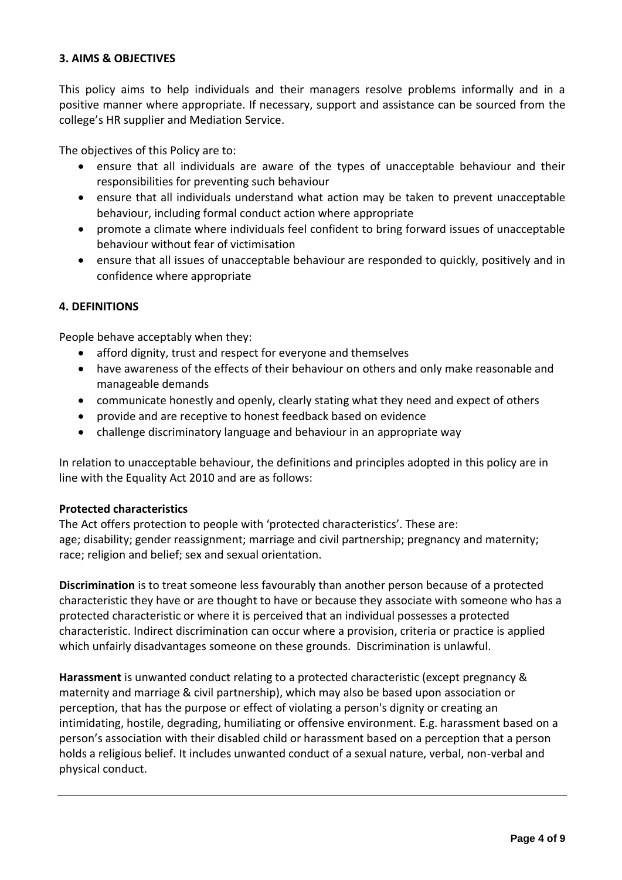## 3. AIMS & OBJECTIVES

This policy aims to help individuals and their managers resolve problems informally and in a positive manner where appropriate. If necessary, support and assistance can be sourced from the college's HR supplier and Mediation Service.

The objectives of this Policy are to:

- ensure that all individuals are aware of the types of unacceptable behaviour and their responsibilities for preventing such behaviour
- ensure that all individuals understand what action may be taken to prevent unacceptable behaviour, including formal conduct action where appropriate
- promote a climate where individuals feel confident to bring forward issues of unacceptable behaviour without fear of victimisation
- ensure that all issues of unacceptable behaviour are responded to quickly, positively and in confidence where appropriate

## 4. DEFINITIONS

People behave acceptably when they:

- afford dignity, trust and respect for everyone and themselves
- have awareness of the effects of their behaviour on others and only make reasonable and manageable demands
- communicate honestly and openly, clearly stating what they need and expect of others
- provide and are receptive to honest feedback based on evidence
- challenge discriminatory language and behaviour in an appropriate way

In relation to unacceptable behaviour, the definitions and principles adopted in this policy are in line with the Equality Act 2010 and are as follows:

**Protected characteristics**
The Act offers protection to people with 'protected characteristics'. These are:
age; disability; gender reassignment; marriage and civil partnership; pregnancy and maternity; race; religion and belief; sex and sexual orientation.

**Discrimination** is to treat someone less favourably than another person because of a protected characteristic they have or are thought to have or because they associate with someone who has a protected characteristic or where it is perceived that an individual possesses a protected characteristic. Indirect discrimination can occur where a provision, criteria or practice is applied which unfairly disadvantages someone on these grounds. Discrimination is unlawful.

**Harassment** is unwanted conduct relating to a protected characteristic (except pregnancy & maternity and marriage & civil partnership), which may also be based upon association or perception, that has the purpose or effect of violating a person's dignity or creating an intimidating, hostile, degrading, humiliating or offensive environment. E.g. harassment based on a person's association with their disabled child or harassment based on a perception that a person holds a religious belief. It includes unwanted conduct of a sexual nature, verbal, non-verbal and physical conduct.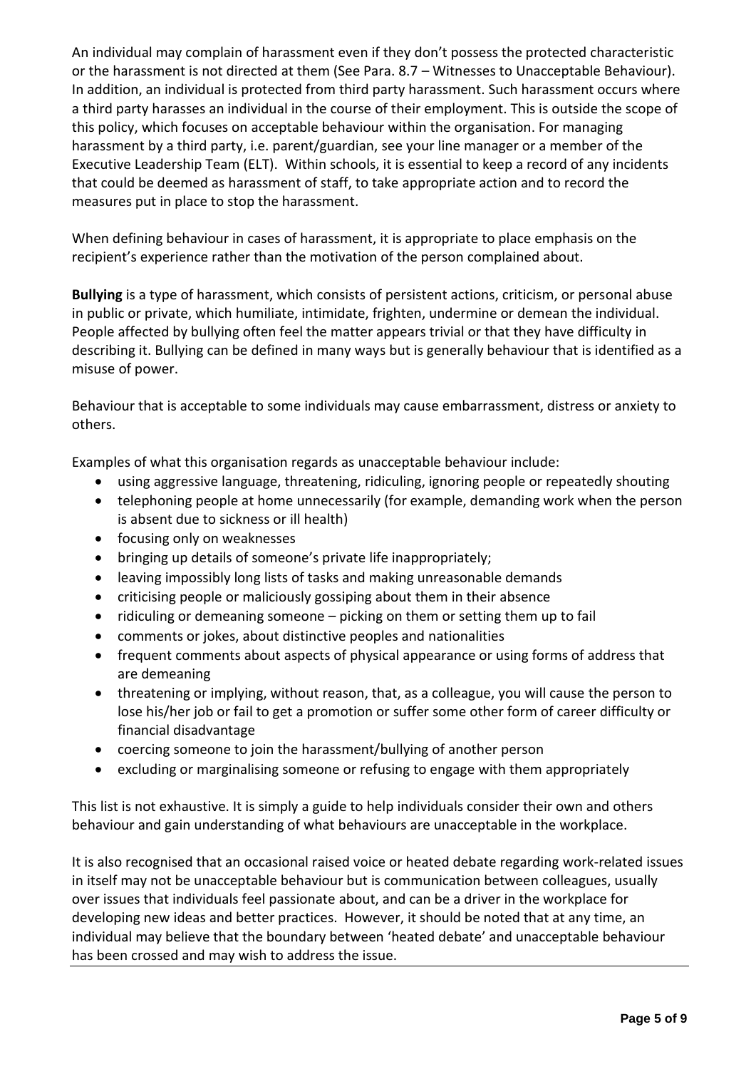An individual may complain of harassment even if they don't possess the protected characteristic or the harassment is not directed at them (See Para. 8.7 – Witnesses to Unacceptable Behaviour). In addition, an individual is protected from third party harassment. Such harassment occurs where a third party harasses an individual in the course of their employment. This is outside the scope of this policy, which focuses on acceptable behaviour within the organisation. For managing harassment by a third party, i.e. parent/guardian, see your line manager or a member of the Executive Leadership Team (ELT). Within schools, it is essential to keep a record of any incidents that could be deemed as harassment of staff, to take appropriate action and to record the measures put in place to stop the harassment.

When defining behaviour in cases of harassment, it is appropriate to place emphasis on the recipient's experience rather than the motivation of the person complained about.

**Bullying** is a type of harassment, which consists of persistent actions, criticism, or personal abuse in public or private, which humiliate, intimidate, frighten, undermine or demean the individual. People affected by bullying often feel the matter appears trivial or that they have difficulty in describing it. Bullying can be defined in many ways but is generally behaviour that is identified as a misuse of power.

Behaviour that is acceptable to some individuals may cause embarrassment, distress or anxiety to others.

Examples of what this organisation regards as unacceptable behaviour include:

- using aggressive language, threatening, ridiculing, ignoring people or repeatedly shouting
- telephoning people at home unnecessarily (for example, demanding work when the person is absent due to sickness or ill health)
- focusing only on weaknesses
- bringing up details of someone's private life inappropriately;
- leaving impossibly long lists of tasks and making unreasonable demands
- criticising people or maliciously gossiping about them in their absence
- ridiculing or demeaning someone – picking on them or setting them up to fail
- comments or jokes, about distinctive peoples and nationalities
- frequent comments about aspects of physical appearance or using forms of address that are demeaning
- threatening or implying, without reason, that, as a colleague, you will cause the person to lose his/her job or fail to get a promotion or suffer some other form of career difficulty or financial disadvantage
- coercing someone to join the harassment/bullying of another person
- excluding or marginalising someone or refusing to engage with them appropriately

This list is not exhaustive. It is simply a guide to help individuals consider their own and others behaviour and gain understanding of what behaviours are unacceptable in the workplace.

It is also recognised that an occasional raised voice or heated debate regarding work-related issues in itself may not be unacceptable behaviour but is communication between colleagues, usually over issues that individuals feel passionate about, and can be a driver in the workplace for developing new ideas and better practices. However, it should be noted that at any time, an individual may believe that the boundary between 'heated debate' and unacceptable behaviour has been crossed and may wish to address the issue.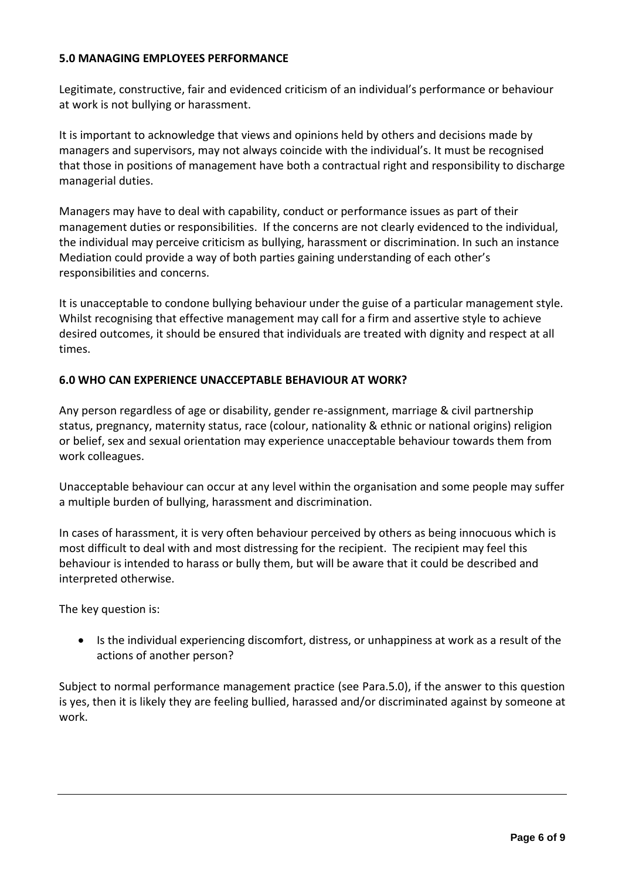## 5.0 MANAGING EMPLOYEES PERFORMANCE

Legitimate, constructive, fair and evidenced criticism of an individual's performance or behaviour at work is not bullying or harassment.

It is important to acknowledge that views and opinions held by others and decisions made by managers and supervisors, may not always coincide with the individual's. It must be recognised that those in positions of management have both a contractual right and responsibility to discharge managerial duties.

Managers may have to deal with capability, conduct or performance issues as part of their management duties or responsibilities. If the concerns are not clearly evidenced to the individual, the individual may perceive criticism as bullying, harassment or discrimination. In such an instance Mediation could provide a way of both parties gaining understanding of each other's responsibilities and concerns.

It is unacceptable to condone bullying behaviour under the guise of a particular management style. Whilst recognising that effective management may call for a firm and assertive style to achieve desired outcomes, it should be ensured that individuals are treated with dignity and respect at all times.

## 6.0 WHO CAN EXPERIENCE UNACCEPTABLE BEHAVIOUR AT WORK?

Any person regardless of age or disability, gender re-assignment, marriage & civil partnership status, pregnancy, maternity status, race (colour, nationality & ethnic or national origins) religion or belief, sex and sexual orientation may experience unacceptable behaviour towards them from work colleagues.

Unacceptable behaviour can occur at any level within the organisation and some people may suffer a multiple burden of bullying, harassment and discrimination.

In cases of harassment, it is very often behaviour perceived by others as being innocuous which is most difficult to deal with and most distressing for the recipient. The recipient may feel this behaviour is intended to harass or bully them, but will be aware that it could be described and interpreted otherwise.

The key question is:

- Is the individual experiencing discomfort, distress, or unhappiness at work as a result of the actions of another person?

Subject to normal performance management practice (see Para.5.0), if the answer to this question is yes, then it is likely they are feeling bullied, harassed and/or discriminated against by someone at work.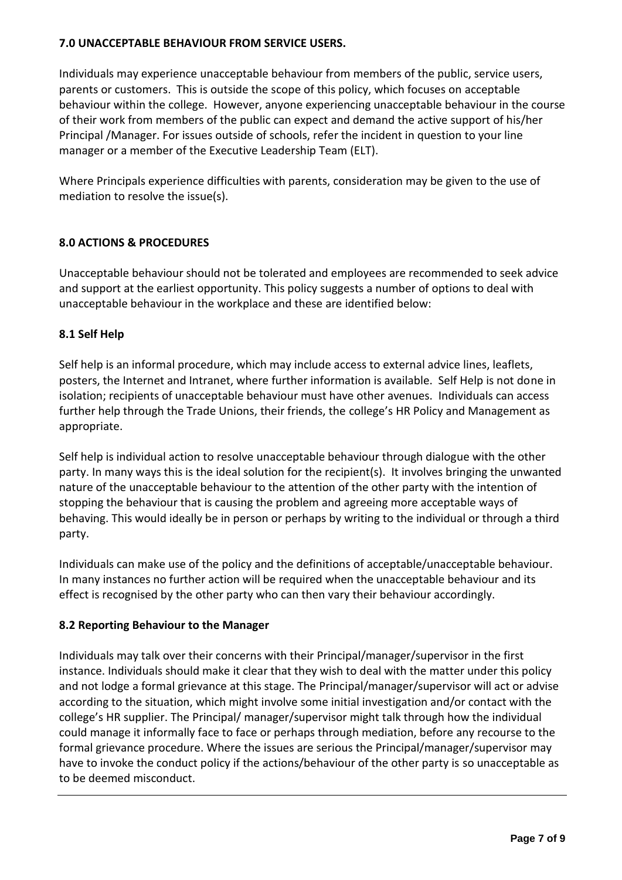## 7.0 UNACCEPTABLE BEHAVIOUR FROM SERVICE USERS.

Individuals may experience unacceptable behaviour from members of the public, service users, parents or customers. This is outside the scope of this policy, which focuses on acceptable behaviour within the college. However, anyone experiencing unacceptable behaviour in the course of their work from members of the public can expect and demand the active support of his/her Principal /Manager. For issues outside of schools, refer the incident in question to your line manager or a member of the Executive Leadership Team (ELT).

Where Principals experience difficulties with parents, consideration may be given to the use of mediation to resolve the issue(s).

## 8.0 ACTIONS & PROCEDURES

Unacceptable behaviour should not be tolerated and employees are recommended to seek advice and support at the earliest opportunity. This policy suggests a number of options to deal with unacceptable behaviour in the workplace and these are identified below:

### 8.1 Self Help

Self help is an informal procedure, which may include access to external advice lines, leaflets, posters, the Internet and Intranet, where further information is available. Self Help is not done in isolation; recipients of unacceptable behaviour must have other avenues. Individuals can access further help through the Trade Unions, their friends, the college's HR Policy and Management as appropriate.

Self help is individual action to resolve unacceptable behaviour through dialogue with the other party. In many ways this is the ideal solution for the recipient(s). It involves bringing the unwanted nature of the unacceptable behaviour to the attention of the other party with the intention of stopping the behaviour that is causing the problem and agreeing more acceptable ways of behaving. This would ideally be in person or perhaps by writing to the individual or through a third party.

Individuals can make use of the policy and the definitions of acceptable/unacceptable behaviour. In many instances no further action will be required when the unacceptable behaviour and its effect is recognised by the other party who can then vary their behaviour accordingly.

### 8.2 Reporting Behaviour to the Manager

Individuals may talk over their concerns with their Principal/manager/supervisor in the first instance. Individuals should make it clear that they wish to deal with the matter under this policy and not lodge a formal grievance at this stage. The Principal/manager/supervisor will act or advise according to the situation, which might involve some initial investigation and/or contact with the college's HR supplier. The Principal/ manager/supervisor might talk through how the individual could manage it informally face to face or perhaps through mediation, before any recourse to the formal grievance procedure. Where the issues are serious the Principal/manager/supervisor may have to invoke the conduct policy if the actions/behaviour of the other party is so unacceptable as to be deemed misconduct.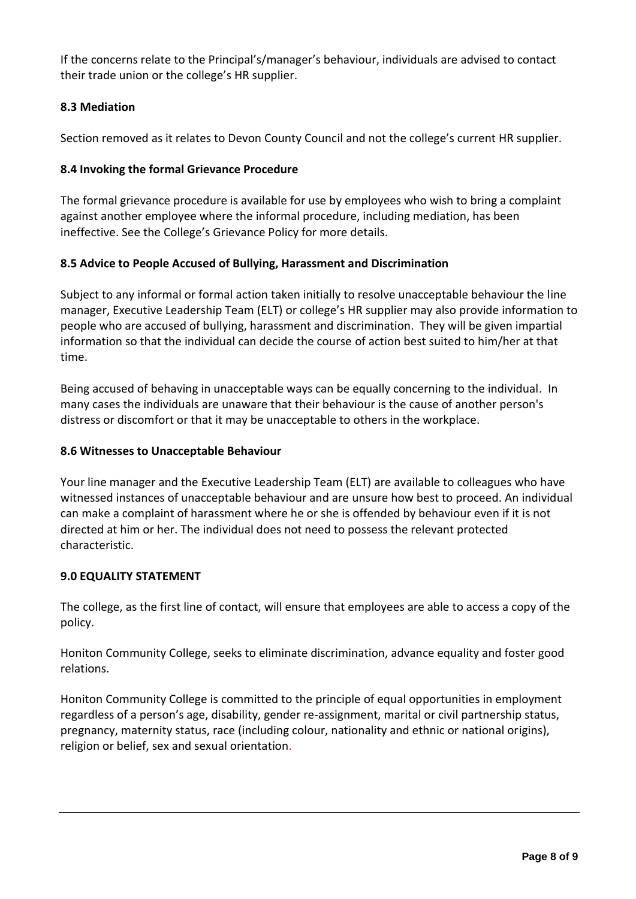If the concerns relate to the Principal's/manager's behaviour, individuals are advised to contact their trade union or the college's HR supplier.

### 8.3 Mediation

Section removed as it relates to Devon County Council and not the college's current HR supplier.

### 8.4 Invoking the formal Grievance Procedure

The formal grievance procedure is available for use by employees who wish to bring a complaint against another employee where the informal procedure, including mediation, has been ineffective. See the College's Grievance Policy for more details.

### 8.5 Advice to People Accused of Bullying, Harassment and Discrimination

Subject to any informal or formal action taken initially to resolve unacceptable behaviour the line manager, Executive Leadership Team (ELT) or college's HR supplier may also provide information to people who are accused of bullying, harassment and discrimination. They will be given impartial information so that the individual can decide the course of action best suited to him/her at that time.

Being accused of behaving in unacceptable ways can be equally concerning to the individual. In many cases the individuals are unaware that their behaviour is the cause of another person's distress or discomfort or that it may be unacceptable to others in the workplace.

### 8.6 Witnesses to Unacceptable Behaviour

Your line manager and the Executive Leadership Team (ELT) are available to colleagues who have witnessed instances of unacceptable behaviour and are unsure how best to proceed. An individual can make a complaint of harassment where he or she is offended by behaviour even if it is not directed at him or her. The individual does not need to possess the relevant protected characteristic.

## 9.0 EQUALITY STATEMENT

The college, as the first line of contact, will ensure that employees are able to access a copy of the policy.

Honiton Community College, seeks to eliminate discrimination, advance equality and foster good relations.

Honiton Community College is committed to the principle of equal opportunities in employment regardless of a person's age, disability, gender re-assignment, marital or civil partnership status, pregnancy, maternity status, race (including colour, nationality and ethnic or national origins), religion or belief, sex and sexual orientation.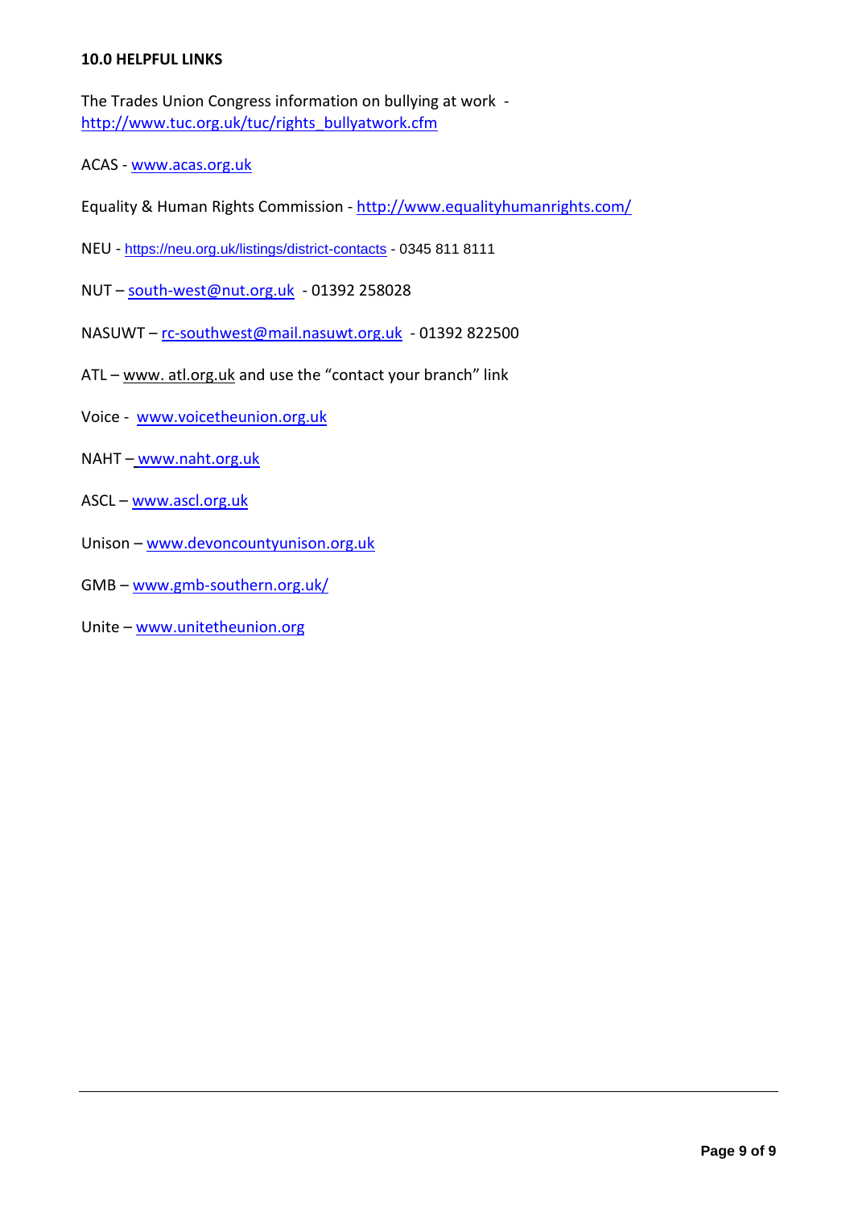## 10.0 HELPFUL LINKS

The Trades Union Congress information on bullying at work - http://www.tuc.org.uk/tuc/rights_bullyatwork.cfm

ACAS - www.acas.org.uk

Equality & Human Rights Commission - http://www.equalityhumanrights.com/

NEU - https://neu.org.uk/listings/district-contacts - 0345 811 8111

NUT – south-west@nut.org.uk - 01392 258028

NASUWT – rc-southwest@mail.nasuwt.org.uk - 01392 822500

ATL – www. atl.org.uk and use the "contact your branch" link

Voice - www.voicetheunion.org.uk

NAHT – www.naht.org.uk

ASCL – www.ascl.org.uk

Unison – www.devoncountyunison.org.uk

GMB – www.gmb-southern.org.uk/

Unite – www.unitetheunion.org